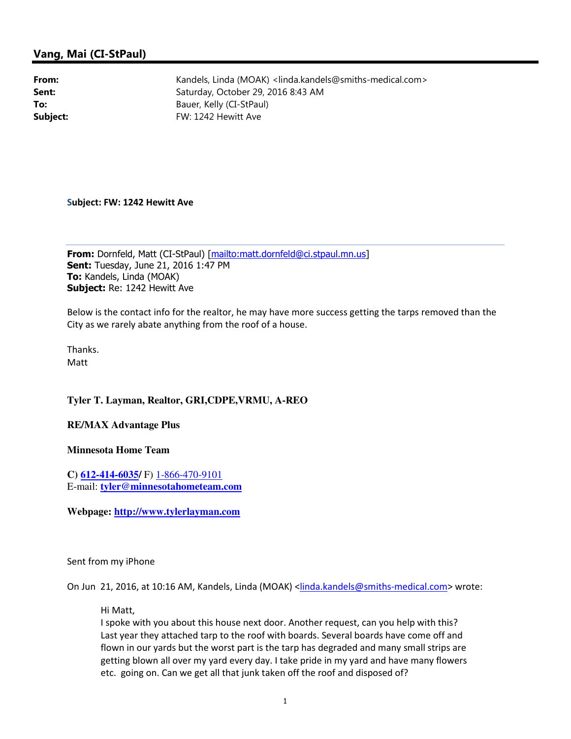## Vang, Mai (CI-StPaul)

**From:** Kandels, Linda (MOAK) <linda.kandels@smiths-medical.com>
**Sent:** Saturday, October 29, 2016 8:43 AM
**To:** Bauer, Kelly (CI-StPaul)
**Subject:** FW: 1242 Hewitt Ave

**Subject: FW: 1242 Hewitt Ave**

---

**From:** Dornfeld, Matt (CI-StPaul) [mailto:matt.dornfeld@ci.stpaul.mn.us]
**Sent:** Tuesday, June 21, 2016 1:47 PM
**To:** Kandels, Linda (MOAK)
**Subject:** Re: 1242 Hewitt Ave

Below is the contact info for the realtor, he may have more success getting the tarps removed than the City as we rarely abate anything from the roof of a house.

Thanks.
Matt

**Tyler T. Layman, Realtor, GRI,CDPE,VRMU, A-REO**

**RE/MAX Advantage Plus**

**Minnesota Home Team**

**C) 612-414-6035/** F) 1-866-470-9101
E-mail: **tyler@minnesotahometeam.com**

**Webpage: http://www.tylerlayman.com**

Sent from my iPhone

On Jun 21, 2016, at 10:16 AM, Kandels, Linda (MOAK) <linda.kandels@smiths-medical.com> wrote:

> Hi Matt,
> I spoke with you about this house next door. Another request, can you help with this? Last year they attached tarp to the roof with boards. Several boards have come off and flown in our yards but the worst part is the tarp has degraded and many small strips are getting blown all over my yard every day. I take pride in my yard and have many flowers etc. going on. Can we get all that junk taken off the roof and disposed of?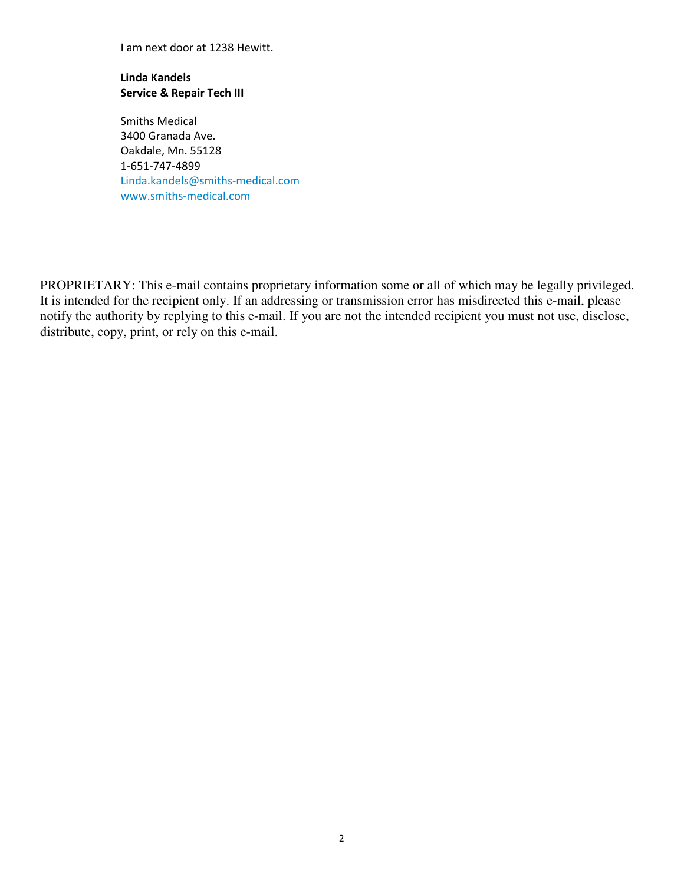I am next door at 1238 Hewitt.

**Linda Kandels**
**Service & Repair Tech III**

Smiths Medical
3400 Granada Ave.
Oakdale, Mn. 55128
1-651-747-4899
Linda.kandels@smiths-medical.com
www.smiths-medical.com

PROPRIETARY: This e-mail contains proprietary information some or all of which may be legally privileged. It is intended for the recipient only. If an addressing or transmission error has misdirected this e-mail, please notify the authority by replying to this e-mail. If you are not the intended recipient you must not use, disclose, distribute, copy, print, or rely on this e-mail.